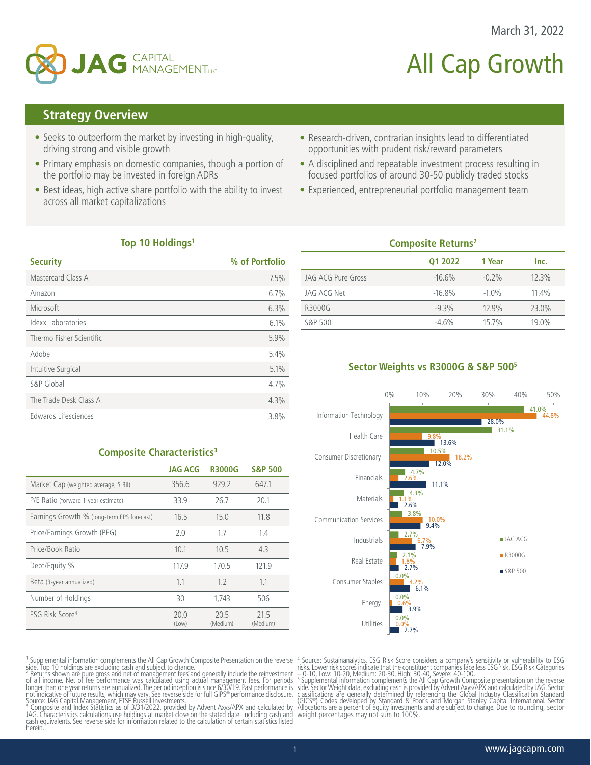March 31, 2022

JAG CAPITAL MANAGEMENT LLC

# All Cap Growth

## Strategy Overview

- Seeks to outperform the market by investing in high-quality, driving strong and visible growth
- Primary emphasis on domestic companies, though a portion of the portfolio may be invested in foreign ADRs
- Best ideas, high active share portfolio with the ability to invest across all market capitalizations
- Research-driven, contrarian insights lead to differentiated opportunities with prudent risk/reward parameters
- A disciplined and repeatable investment process resulting in focused portfolios of around 30-50 publicly traded stocks
- Experienced, entrepreneurial portfolio management team

### Top 10 Holdings[1]

| Security | % of Portfolio |
|---|---|
| Mastercard Class A | 7.5% |
| Amazon | 6.7% |
| Microsoft | 6.3% |
| Idexx Laboratories | 6.1% |
| Thermo Fisher Scientific | 5.9% |
| Adobe | 5.4% |
| Intuitive Surgical | 5.1% |
| S&P Global | 4.7% |
| The Trade Desk Class A | 4.3% |
| Edwards Lifesciences | 3.8% |

### Composite Returns[2]

| | Q1 2022 | 1 Year | Inc. |
|---|---|---|---|
| JAG ACG Pure Gross | -16.6% | -0.2% | 12.3% |
| JAG ACG Net | -16.8% | -1.0% | 11.4% |
| R3000G | -9.3% | 12.9% | 23.0% |
| S&P 500 | -4.6% | 15.7% | 19.0% |

### Composite Characteristics[3]

| | JAG ACG | R3000G | S&P 500 |
|---|---|---|---|
| Market Cap (weighted average, $ Bil) | 356.6 | 929.2 | 647.1 |
| P/E Ratio (forward 1-year estimate) | 33.9 | 26.7 | 20.1 |
| Earnings Growth % (long-term EPS forecast) | 16.5 | 15.0 | 11.8 |
| Price/Earnings Growth (PEG) | 2.0 | 1.7 | 1.4 |
| Price/Book Ratio | 10.1 | 10.5 | 4.3 |
| Debt/Equity % | 117.9 | 170.5 | 121.9 |
| Beta (3-year annualized) | 1.1 | 1.2 | 1.1 |
| Number of Holdings | 30 | 1,743 | 506 |
| ESG Risk Score[4] | 20.0 (Low) | 20.5 (Medium) | 21.5 (Medium) |

### Sector Weights vs R3000G & S&P 500[5]

| Sector | JAG ACG | R3000G | S&P 500 |
|---|---|---|---|
| Information Technology | 41.0% | 44.8% | 28.0% |
| Health Care | 31.1% | 9.8% | 13.6% |
| Consumer Discretionary | 10.5% | 18.2% | 12.0% |
| Financials | 4.7% | 2.6% | 11.1% |
| Materials | 4.3% | 1.1% | 2.6% |
| Communication Services | 3.8% | 10.0% | 9.4% |
| Industrials | 2.7% | 6.7% | 7.9% |
| Real Estate | 2.1% | 1.8% | 2.7% |
| Consumer Staples | 0.0% | 4.2% | 6.1% |
| Energy | 0.0% | 0.6% | 3.9% |
| Utilities | 0.0% | 0.0% | 2.7% |

[1] Supplemental information complements the All Cap Growth Composite Presentation on the reverse side. Top 10 holdings are excluding cash and subject to change.
[2] Returns shown are pure gross and net of management fees and generally include the reinvestment of all income. Net of fee performance was calculated using actual management fees. For periods longer than one year returns are annualized. The period inception is since 6/30/19. Past performance is not indicative of future results, which may vary. See reverse side for full GIPS® performance disclosure. Source: JAG Capital Management, FTSE Russell Investments.
[3] Composite and Index Statistics as of 3/31/2022, provided by Advent Axys/APX and calculated by JAG. Characteristics calculations use holdings at market close on the stated date including cash and cash equivalents. See reverse side for information related to the calculation of certain statistics listed herein.
[4] Source: Sustainanalytics. ESG Risk Score considers a company's sensitivity or vulnerability to ESG risks. Lower risk scores indicate that the constituent companies face less ESG risk. ESG Risk Categories – 0-10, Low: 10-20, Medium: 20-30, High: 30-40, Severe: 40-100.
[5] Supplemental information complements the All Cap Growth Composite presentation on the reverse side. Sector Weight data, excluding cash is provided by Advent Axys/APX and calculated by JAG. Sector classifications are generally determined by referencing the Global Industry Classification Standard (GICS®) Codes developed by Standard & Poor's and Morgan Stanley Capital International. Sector Allocations are a percent of equity investments and are subject to change. Due to rounding, sector weight percentages may not sum to 100%.

www.jagcapm.com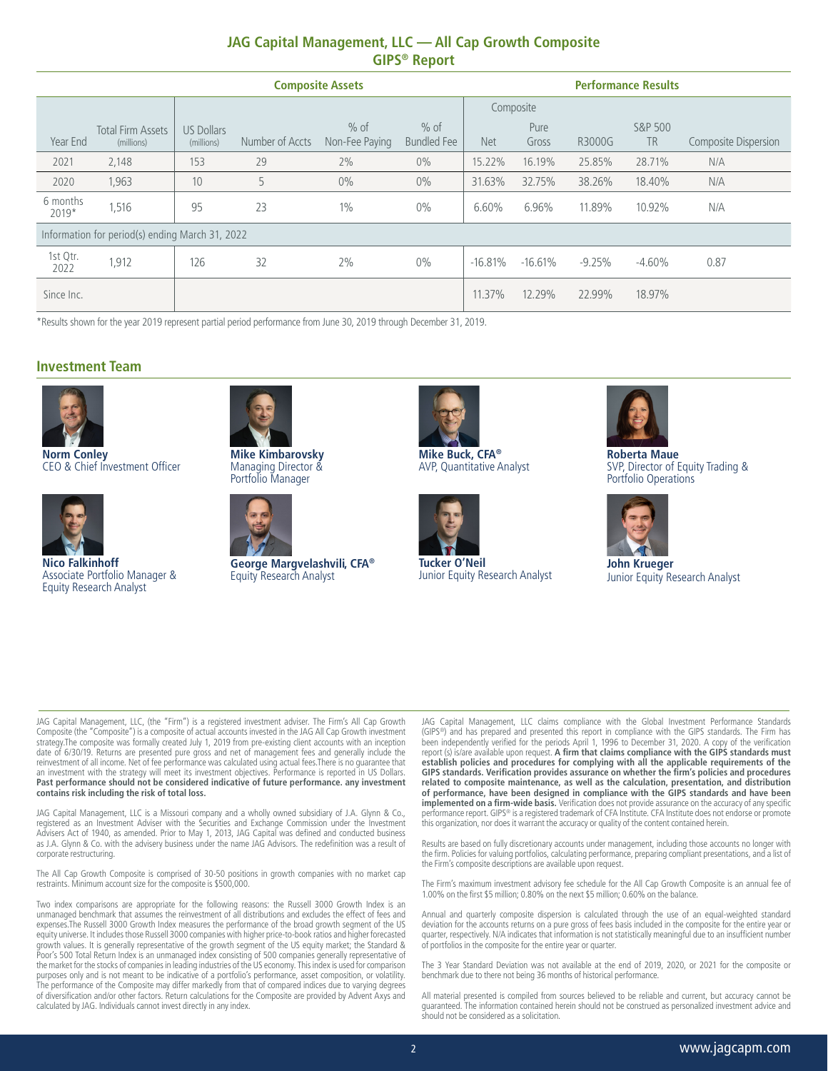## JAG Capital Management, LLC — All Cap Growth Composite
## GIPS® Report

| | Composite Assets | | | | | Performance Results | | | | |
|---|---|---|---|---|---|---|---|---|---|---|
| | | | | | | Composite | | | | |
| Year End | Total Firm Assets (millions) | US Dollars (millions) | Number of Accts | % of Non-Fee Paying | % of Bundled Fee | Net | Pure Gross | R3000G | S&P 500 TR | Composite Dispersion |
| 2021 | 2,148 | 153 | 29 | 2% | 0% | 15.22% | 16.19% | 25.85% | 28.71% | N/A |
| 2020 | 1,963 | 10 | 5 | 0% | 0% | 31.63% | 32.75% | 38.26% | 18.40% | N/A |
| 6 months 2019* | 1,516 | 95 | 23 | 1% | 0% | 6.60% | 6.96% | 11.89% | 10.92% | N/A |
| Information for period(s) ending March 31, 2022 | | | | | | | | | | |
| 1st Qtr. 2022 | 1,912 | 126 | 32 | 2% | 0% | -16.81% | -16.61% | -9.25% | -4.60% | 0.87 |
| Since Inc. | | | | | | 11.37% | 12.29% | 22.99% | 18.97% | |

*Results shown for the year 2019 represent partial period performance from June 30, 2019 through December 31, 2019.

## Investment Team

**Norm Conley**
CEO & Chief Investment Officer

**Mike Kimbarovsky**
Managing Director & Portfolio Manager

**Mike Buck, CFA®**
AVP, Quantitative Analyst

**Roberta Maue**
SVP, Director of Equity Trading & Portfolio Operations

**Nico Falkinhoff**
Associate Portfolio Manager & Equity Research Analyst

**George Margvelashvili, CFA®**
Equity Research Analyst

**Tucker O'Neil**
Junior Equity Research Analyst

**John Krueger**
Junior Equity Research Analyst

JAG Capital Management, LLC, (the "Firm") is a registered investment adviser. The Firm's All Cap Growth Composite (the "Composite") is a composite of actual accounts invested in the JAG All Cap Growth investment strategy.The composite was formally created July 1, 2019 from pre-existing client accounts with an inception date of 6/30/19. Returns are presented pure gross and net of management fees and generally include the reinvestment of all income. Net of fee performance was calculated using actual fees.There is no guarantee that an investment with the strategy will meet its investment objectives. Performance is reported in US Dollars. **Past performance should not be considered indicative of future performance. any investment contains risk including the risk of total loss.**

JAG Capital Management, LLC is a Missouri company and a wholly owned subsidiary of J.A. Glynn & Co., registered as an Investment Adviser with the Securities and Exchange Commission under the Investment Advisers Act of 1940, as amended. Prior to May 1, 2013, JAG Capital was defined and conducted business as J.A. Glynn & Co. with the advisery business under the name JAG Advisors. The redefinition was a result of corporate restructuring.

The All Cap Growth Composite is comprised of 30-50 positions in growth companies with no market cap restraints. Minimum account size for the composite is $500,000.

Two index comparisons are appropriate for the following reasons: the Russell 3000 Growth Index is an unmanaged benchmark that assumes the reinvestment of all distributions and excludes the effect of fees and expenses.The Russell 3000 Growth Index measures the performance of the broad growth segment of the US equity universe. It includes those Russell 3000 companies with higher price-to-book ratios and higher forecasted growth values. It is generally representative of the growth segment of the US equity market; the Standard & Poor's 500 Total Return Index is an unmanaged index consisting of 500 companies generally representative of the market for the stocks of companies in leading industries of the US economy. This index is used for comparison purposes only and is not meant to be indicative of a portfolio's performance, asset composition, or volatility. The performance of the Composite may differ markedly from that of compared indices due to varying degrees of diversification and/or other factors. Return calculations for the Composite are provided by Advent Axys and calculated by JAG. Individuals cannot invest directly in any index.

JAG Capital Management, LLC claims compliance with the Global Investment Performance Standards (GIPS®) and has prepared and presented this report in compliance with the GIPS standards. The Firm has been independently verified for the periods April 1, 1996 to December 31, 2020. A copy of the verification report (s) is/are available upon request. **A firm that claims compliance with the GIPS standards must establish policies and procedures for complying with all the applicable requirements of the GIPS standards. Verification provides assurance on whether the firm's policies and procedures related to composite maintenance, as well as the calculation, presentation, and distribution of performance, have been designed in compliance with the GIPS standards and have been implemented on a firm-wide basis.** Verification does not provide assurance on the accuracy of any specific performance report. GIPS® is a registered trademark of CFA Institute. CFA Institute does not endorse or promote this organization, nor does it warrant the accuracy or quality of the content contained herein.

Results are based on fully discretionary accounts under management, including those accounts no longer with the firm. Policies for valuing portfolios, calculating performance, preparing compliant presentations, and a list of the Firm's composite descriptions are available upon request.

The Firm's maximum investment advisory fee schedule for the All Cap Growth Composite is an annual fee of 1.00% on the first $5 million; 0.80% on the next $5 million; 0.60% on the balance.

Annual and quarterly composite dispersion is calculated through the use of an equal-weighted standard deviation for the accounts returns on a pure gross of fees basis included in the composite for the entire year or quarter, respectively. N/A indicates that information is not statistically meaningful due to an insufficient number of portfolios in the composite for the entire year or quarter.

The 3 Year Standard Deviation was not available at the end of 2019, 2020, or 2021 for the composite or benchmark due to there not being 36 months of historical performance.

All material presented is compiled from sources believed to be reliable and current, but accuracy cannot be guaranteed. The information contained herein should not be construed as personalized investment advice and should not be considered as a solicitation.

www.jagcapm.com